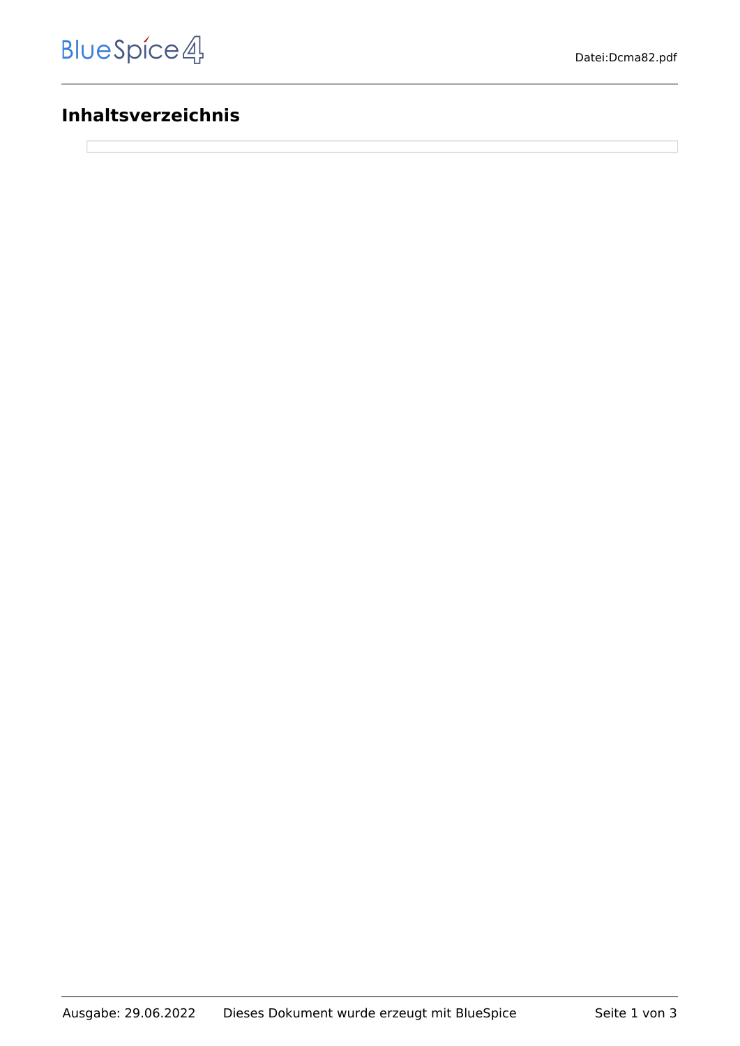## Inhaltsverzeichnis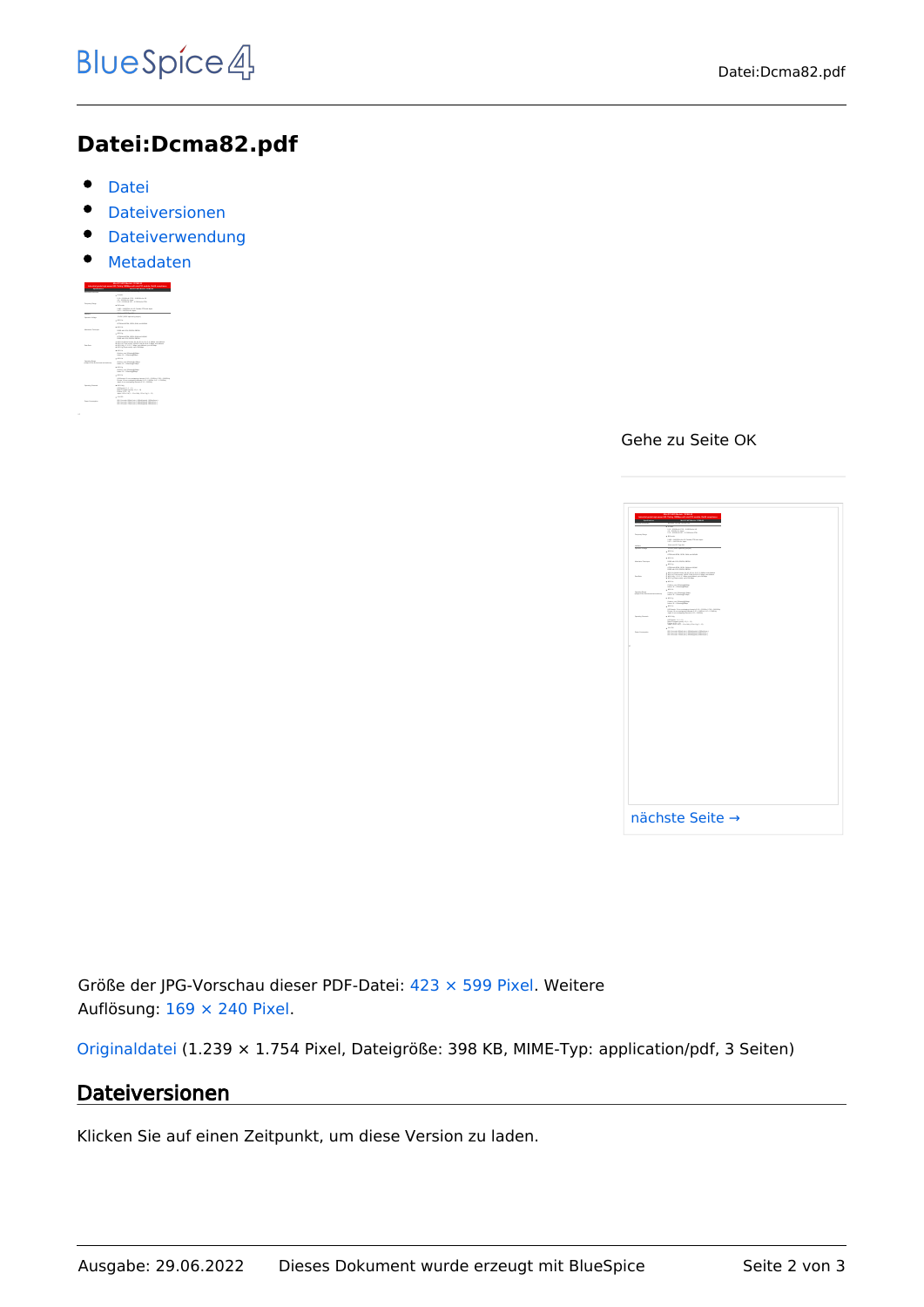# Datei:Dcma82.pdf

- Datei
- Dateiversionen
- Dateiverwendung
- Metadaten

Gehe zu Seite OK

nächste Seite →

Größe der JPG-Vorschau dieser PDF-Datei: 423 × 599 Pixel. Weitere Auflösung: 169 × 240 Pixel.

Originaldatei (1.239 × 1.754 Pixel, Dateigröße: 398 KB, MIME-Typ: application/pdf, 3 Seiten)

## Dateiversionen

Klicken Sie auf einen Zeitpunkt, um diese Version zu laden.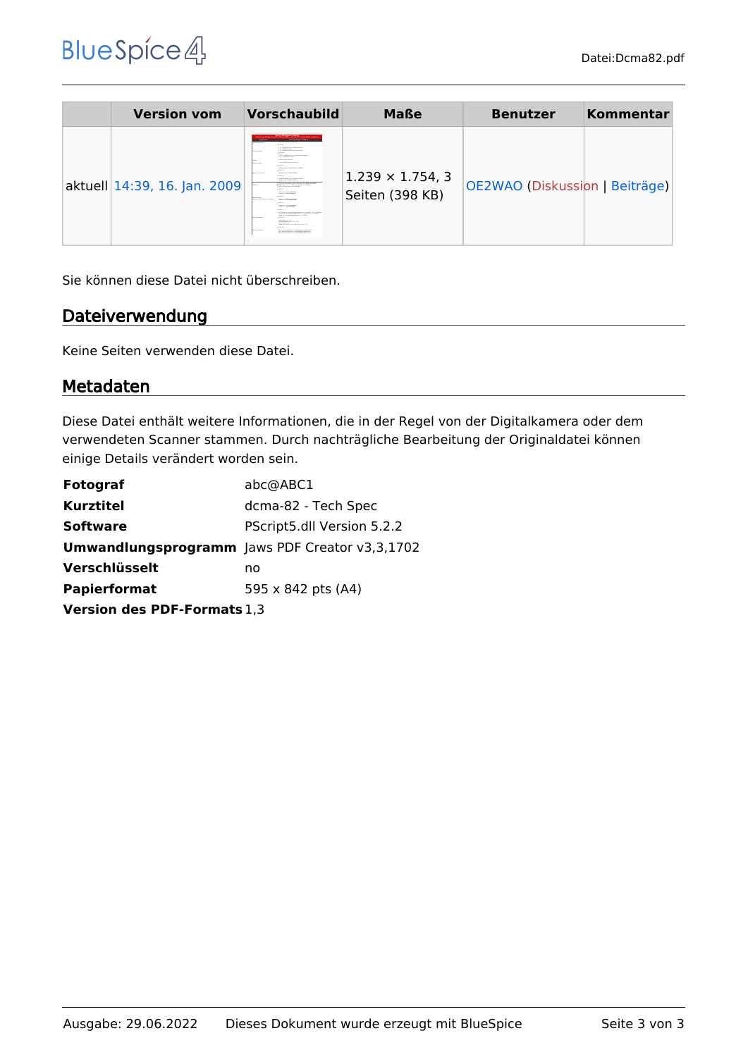| | Version vom | Vorschaubild | Maße | Benutzer | Kommentar |
|---|---|---|---|---|---|
| aktuell | 14:39, 16. Jan. 2009 | | 1.239 × 1.754, 3 Seiten (398 KB) | OE2WAO (Diskussion \| Beiträge) | |

Sie können diese Datei nicht überschreiben.

## Dateiverwendung

Keine Seiten verwenden diese Datei.

## Metadaten

Diese Datei enthält weitere Informationen, die in der Regel von der Digitalkamera oder dem verwendeten Scanner stammen. Durch nachträgliche Bearbeitung der Originaldatei können einige Details verändert worden sein.

| | |
|---|---|
| **Fotograf** | abc@ABC1 |
| **Kurztitel** | dcma-82 - Tech Spec |
| **Software** | PScript5.dll Version 5.2.2 |
| **Umwandlungsprogramm** | Jaws PDF Creator v3,3,1702 |
| **Verschlüsselt** | no |
| **Papierformat** | 595 x 842 pts (A4) |
| **Version des PDF-Formats** | 1,3 |